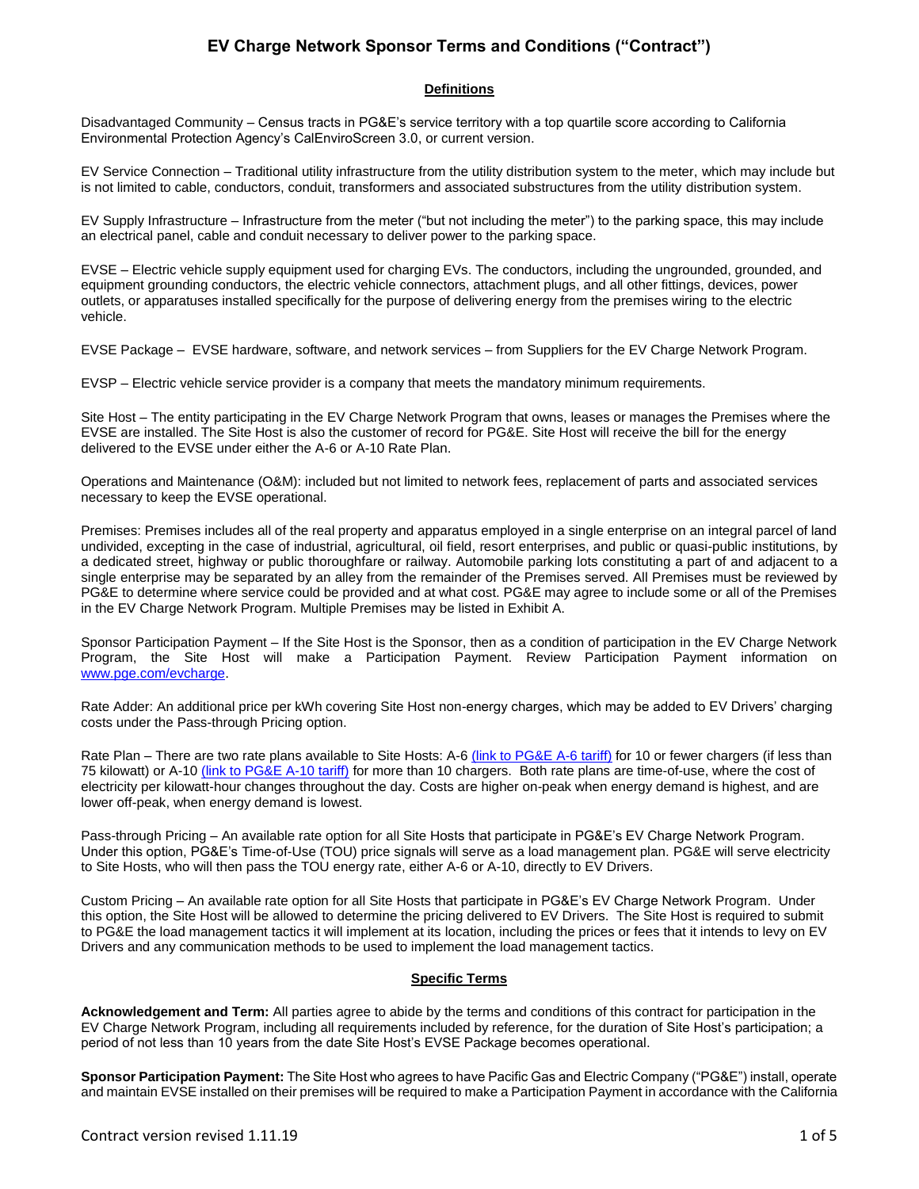# EV Charge Network Sponsor Terms and Conditions ("Contract")

## Definitions

Disadvantaged Community – Census tracts in PG&E's service territory with a top quartile score according to California Environmental Protection Agency's CalEnviroScreen 3.0, or current version.

EV Service Connection – Traditional utility infrastructure from the utility distribution system to the meter, which may include but is not limited to cable, conductors, conduit, transformers and associated substructures from the utility distribution system.

EV Supply Infrastructure – Infrastructure from the meter ("but not including the meter") to the parking space, this may include an electrical panel, cable and conduit necessary to deliver power to the parking space.

EVSE – Electric vehicle supply equipment used for charging EVs. The conductors, including the ungrounded, grounded, and equipment grounding conductors, the electric vehicle connectors, attachment plugs, and all other fittings, devices, power outlets, or apparatuses installed specifically for the purpose of delivering energy from the premises wiring to the electric vehicle.

EVSE Package – EVSE hardware, software, and network services – from Suppliers for the EV Charge Network Program.

EVSP – Electric vehicle service provider is a company that meets the mandatory minimum requirements.

Site Host – The entity participating in the EV Charge Network Program that owns, leases or manages the Premises where the EVSE are installed. The Site Host is also the customer of record for PG&E. Site Host will receive the bill for the energy delivered to the EVSE under either the A-6 or A-10 Rate Plan.

Operations and Maintenance (O&M): included but not limited to network fees, replacement of parts and associated services necessary to keep the EVSE operational.

Premises: Premises includes all of the real property and apparatus employed in a single enterprise on an integral parcel of land undivided, excepting in the case of industrial, agricultural, oil field, resort enterprises, and public or quasi-public institutions, by a dedicated street, highway or public thoroughfare or railway. Automobile parking lots constituting a part of and adjacent to a single enterprise may be separated by an alley from the remainder of the Premises served. All Premises must be reviewed by PG&E to determine where service could be provided and at what cost. PG&E may agree to include some or all of the Premises in the EV Charge Network Program. Multiple Premises may be listed in Exhibit A.

Sponsor Participation Payment – If the Site Host is the Sponsor, then as a condition of participation in the EV Charge Network Program, the Site Host will make a Participation Payment. Review Participation Payment information on www.pge.com/evcharge.

Rate Adder: An additional price per kWh covering Site Host non-energy charges, which may be added to EV Drivers' charging costs under the Pass-through Pricing option.

Rate Plan – There are two rate plans available to Site Hosts: A-6 (link to PG&E A-6 tariff) for 10 or fewer chargers (if less than 75 kilowatt) or A-10 (link to PG&E A-10 tariff) for more than 10 chargers. Both rate plans are time-of-use, where the cost of electricity per kilowatt-hour changes throughout the day. Costs are higher on-peak when energy demand is highest, and are lower off-peak, when energy demand is lowest.

Pass-through Pricing – An available rate option for all Site Hosts that participate in PG&E's EV Charge Network Program. Under this option, PG&E's Time-of-Use (TOU) price signals will serve as a load management plan. PG&E will serve electricity to Site Hosts, who will then pass the TOU energy rate, either A-6 or A-10, directly to EV Drivers.

Custom Pricing – An available rate option for all Site Hosts that participate in PG&E's EV Charge Network Program. Under this option, the Site Host will be allowed to determine the pricing delivered to EV Drivers. The Site Host is required to submit to PG&E the load management tactics it will implement at its location, including the prices or fees that it intends to levy on EV Drivers and any communication methods to be used to implement the load management tactics.

## Specific Terms

**Acknowledgement and Term:** All parties agree to abide by the terms and conditions of this contract for participation in the EV Charge Network Program, including all requirements included by reference, for the duration of Site Host's participation; a period of not less than 10 years from the date Site Host's EVSE Package becomes operational.

**Sponsor Participation Payment:** The Site Host who agrees to have Pacific Gas and Electric Company ("PG&E") install, operate and maintain EVSE installed on their premises will be required to make a Participation Payment in accordance with the California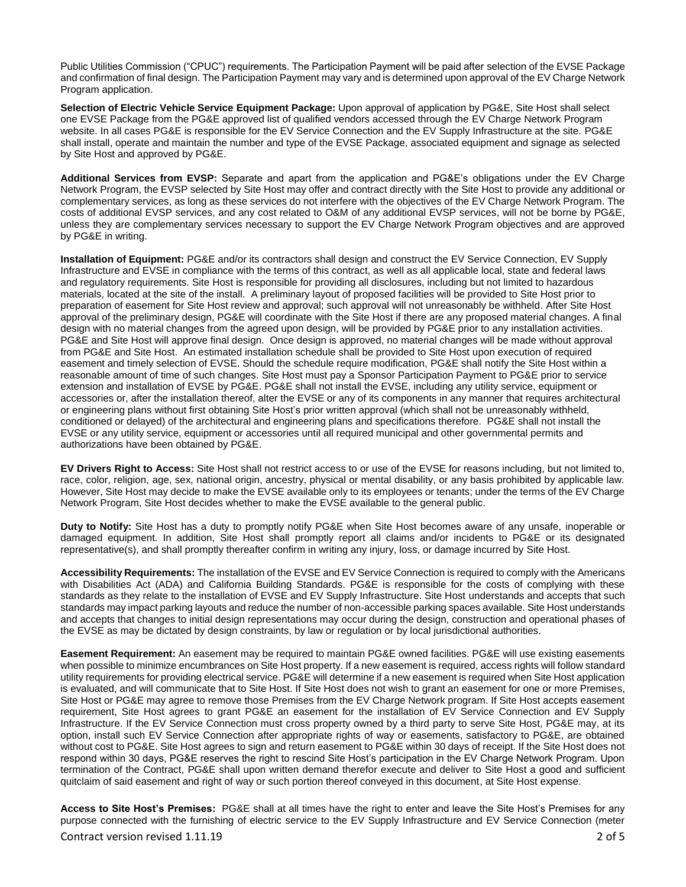Public Utilities Commission ("CPUC") requirements. The Participation Payment will be paid after selection of the EVSE Package and confirmation of final design. The Participation Payment may vary and is determined upon approval of the EV Charge Network Program application.

**Selection of Electric Vehicle Service Equipment Package:** Upon approval of application by PG&E, Site Host shall select one EVSE Package from the PG&E approved list of qualified vendors accessed through the EV Charge Network Program website. In all cases PG&E is responsible for the EV Service Connection and the EV Supply Infrastructure at the site. PG&E shall install, operate and maintain the number and type of the EVSE Package, associated equipment and signage as selected by Site Host and approved by PG&E.

**Additional Services from EVSP:** Separate and apart from the application and PG&E's obligations under the EV Charge Network Program, the EVSP selected by Site Host may offer and contract directly with the Site Host to provide any additional or complementary services, as long as these services do not interfere with the objectives of the EV Charge Network Program. The costs of additional EVSP services, and any cost related to O&M of any additional EVSP services, will not be borne by PG&E, unless they are complementary services necessary to support the EV Charge Network Program objectives and are approved by PG&E in writing.

**Installation of Equipment:** PG&E and/or its contractors shall design and construct the EV Service Connection, EV Supply Infrastructure and EVSE in compliance with the terms of this contract, as well as all applicable local, state and federal laws and regulatory requirements. Site Host is responsible for providing all disclosures, including but not limited to hazardous materials, located at the site of the install. A preliminary layout of proposed facilities will be provided to Site Host prior to preparation of easement for Site Host review and approval; such approval will not unreasonably be withheld. After Site Host approval of the preliminary design, PG&E will coordinate with the Site Host if there are any proposed material changes. A final design with no material changes from the agreed upon design, will be provided by PG&E prior to any installation activities. PG&E and Site Host will approve final design. Once design is approved, no material changes will be made without approval from PG&E and Site Host. An estimated installation schedule shall be provided to Site Host upon execution of required easement and timely selection of EVSE. Should the schedule require modification, PG&E shall notify the Site Host within a reasonable amount of time of such changes. Site Host must pay a Sponsor Participation Payment to PG&E prior to service extension and installation of EVSE by PG&E. PG&E shall not install the EVSE, including any utility service, equipment or accessories or, after the installation thereof, alter the EVSE or any of its components in any manner that requires architectural or engineering plans without first obtaining Site Host's prior written approval (which shall not be unreasonably withheld, conditioned or delayed) of the architectural and engineering plans and specifications therefore. PG&E shall not install the EVSE or any utility service, equipment or accessories until all required municipal and other governmental permits and authorizations have been obtained by PG&E.

**EV Drivers Right to Access:** Site Host shall not restrict access to or use of the EVSE for reasons including, but not limited to, race, color, religion, age, sex, national origin, ancestry, physical or mental disability, or any basis prohibited by applicable law. However, Site Host may decide to make the EVSE available only to its employees or tenants; under the terms of the EV Charge Network Program, Site Host decides whether to make the EVSE available to the general public.

**Duty to Notify:** Site Host has a duty to promptly notify PG&E when Site Host becomes aware of any unsafe, inoperable or damaged equipment. In addition, Site Host shall promptly report all claims and/or incidents to PG&E or its designated representative(s), and shall promptly thereafter confirm in writing any injury, loss, or damage incurred by Site Host.

**Accessibility Requirements:** The installation of the EVSE and EV Service Connection is required to comply with the Americans with Disabilities Act (ADA) and California Building Standards. PG&E is responsible for the costs of complying with these standards as they relate to the installation of EVSE and EV Supply Infrastructure. Site Host understands and accepts that such standards may impact parking layouts and reduce the number of non-accessible parking spaces available. Site Host understands and accepts that changes to initial design representations may occur during the design, construction and operational phases of the EVSE as may be dictated by design constraints, by law or regulation or by local jurisdictional authorities.

**Easement Requirement:** An easement may be required to maintain PG&E owned facilities. PG&E will use existing easements when possible to minimize encumbrances on Site Host property. If a new easement is required, access rights will follow standard utility requirements for providing electrical service. PG&E will determine if a new easement is required when Site Host application is evaluated, and will communicate that to Site Host. If Site Host does not wish to grant an easement for one or more Premises, Site Host or PG&E may agree to remove those Premises from the EV Charge Network program. If Site Host accepts easement requirement, Site Host agrees to grant PG&E an easement for the installation of EV Service Connection and EV Supply Infrastructure. If the EV Service Connection must cross property owned by a third party to serve Site Host, PG&E may, at its option, install such EV Service Connection after appropriate rights of way or easements, satisfactory to PG&E, are obtained without cost to PG&E. Site Host agrees to sign and return easement to PG&E within 30 days of receipt. If the Site Host does not respond within 30 days, PG&E reserves the right to rescind Site Host's participation in the EV Charge Network Program. Upon termination of the Contract, PG&E shall upon written demand therefor execute and deliver to Site Host a good and sufficient quitclaim of said easement and right of way or such portion thereof conveyed in this document, at Site Host expense.

**Access to Site Host's Premises:** PG&E shall at all times have the right to enter and leave the Site Host's Premises for any purpose connected with the furnishing of electric service to the EV Supply Infrastructure and EV Service Connection (meter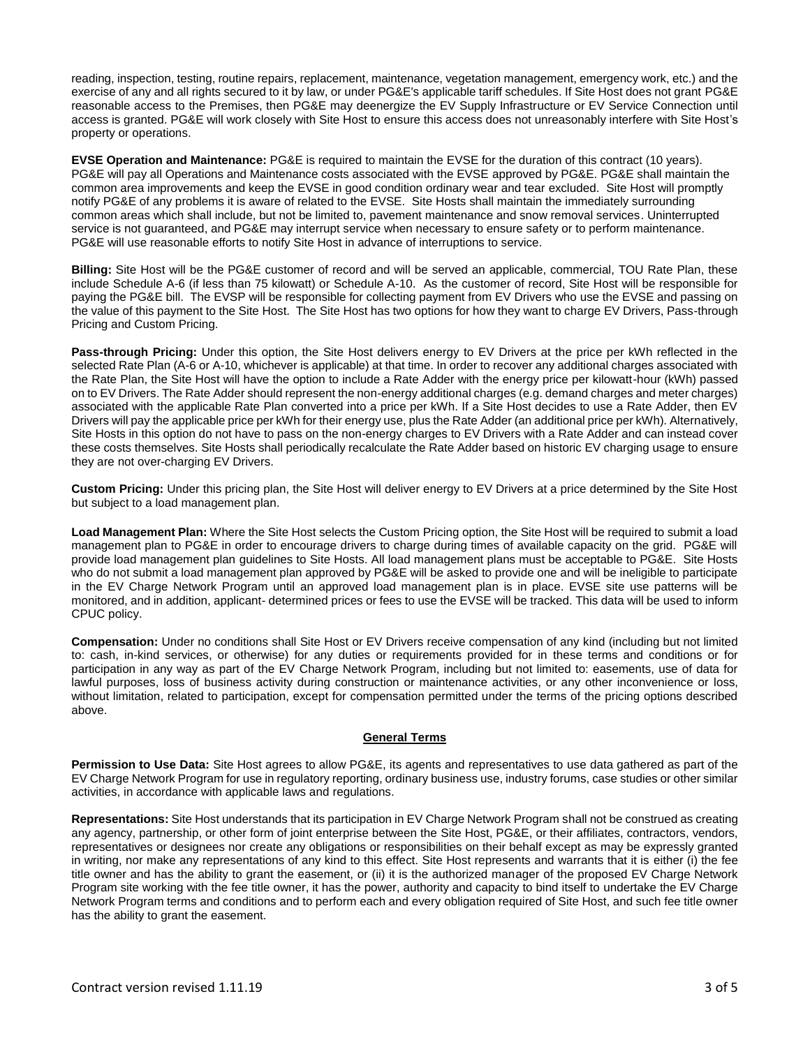reading, inspection, testing, routine repairs, replacement, maintenance, vegetation management, emergency work, etc.) and the exercise of any and all rights secured to it by law, or under PG&E's applicable tariff schedules. If Site Host does not grant PG&E reasonable access to the Premises, then PG&E may deenergize the EV Supply Infrastructure or EV Service Connection until access is granted. PG&E will work closely with Site Host to ensure this access does not unreasonably interfere with Site Host's property or operations.

**EVSE Operation and Maintenance:** PG&E is required to maintain the EVSE for the duration of this contract (10 years). PG&E will pay all Operations and Maintenance costs associated with the EVSE approved by PG&E. PG&E shall maintain the common area improvements and keep the EVSE in good condition ordinary wear and tear excluded. Site Host will promptly notify PG&E of any problems it is aware of related to the EVSE. Site Hosts shall maintain the immediately surrounding common areas which shall include, but not be limited to, pavement maintenance and snow removal services. Uninterrupted service is not guaranteed, and PG&E may interrupt service when necessary to ensure safety or to perform maintenance. PG&E will use reasonable efforts to notify Site Host in advance of interruptions to service.

**Billing:** Site Host will be the PG&E customer of record and will be served an applicable, commercial, TOU Rate Plan, these include Schedule A-6 (if less than 75 kilowatt) or Schedule A-10. As the customer of record, Site Host will be responsible for paying the PG&E bill. The EVSP will be responsible for collecting payment from EV Drivers who use the EVSE and passing on the value of this payment to the Site Host. The Site Host has two options for how they want to charge EV Drivers, Pass-through Pricing and Custom Pricing.

**Pass-through Pricing:** Under this option, the Site Host delivers energy to EV Drivers at the price per kWh reflected in the selected Rate Plan (A-6 or A-10, whichever is applicable) at that time. In order to recover any additional charges associated with the Rate Plan, the Site Host will have the option to include a Rate Adder with the energy price per kilowatt-hour (kWh) passed on to EV Drivers. The Rate Adder should represent the non-energy additional charges (e.g. demand charges and meter charges) associated with the applicable Rate Plan converted into a price per kWh. If a Site Host decides to use a Rate Adder, then EV Drivers will pay the applicable price per kWh for their energy use, plus the Rate Adder (an additional price per kWh). Alternatively, Site Hosts in this option do not have to pass on the non-energy charges to EV Drivers with a Rate Adder and can instead cover these costs themselves. Site Hosts shall periodically recalculate the Rate Adder based on historic EV charging usage to ensure they are not over-charging EV Drivers.

**Custom Pricing:** Under this pricing plan, the Site Host will deliver energy to EV Drivers at a price determined by the Site Host but subject to a load management plan.

**Load Management Plan:** Where the Site Host selects the Custom Pricing option, the Site Host will be required to submit a load management plan to PG&E in order to encourage drivers to charge during times of available capacity on the grid. PG&E will provide load management plan guidelines to Site Hosts. All load management plans must be acceptable to PG&E. Site Hosts who do not submit a load management plan approved by PG&E will be asked to provide one and will be ineligible to participate in the EV Charge Network Program until an approved load management plan is in place. EVSE site use patterns will be monitored, and in addition, applicant- determined prices or fees to use the EVSE will be tracked. This data will be used to inform CPUC policy.

**Compensation:** Under no conditions shall Site Host or EV Drivers receive compensation of any kind (including but not limited to: cash, in-kind services, or otherwise) for any duties or requirements provided for in these terms and conditions or for participation in any way as part of the EV Charge Network Program, including but not limited to: easements, use of data for lawful purposes, loss of business activity during construction or maintenance activities, or any other inconvenience or loss, without limitation, related to participation, except for compensation permitted under the terms of the pricing options described above.

## General Terms

**Permission to Use Data:** Site Host agrees to allow PG&E, its agents and representatives to use data gathered as part of the EV Charge Network Program for use in regulatory reporting, ordinary business use, industry forums, case studies or other similar activities, in accordance with applicable laws and regulations.

**Representations:** Site Host understands that its participation in EV Charge Network Program shall not be construed as creating any agency, partnership, or other form of joint enterprise between the Site Host, PG&E, or their affiliates, contractors, vendors, representatives or designees nor create any obligations or responsibilities on their behalf except as may be expressly granted in writing, nor make any representations of any kind to this effect. Site Host represents and warrants that it is either (i) the fee title owner and has the ability to grant the easement, or (ii) it is the authorized manager of the proposed EV Charge Network Program site working with the fee title owner, it has the power, authority and capacity to bind itself to undertake the EV Charge Network Program terms and conditions and to perform each and every obligation required of Site Host, and such fee title owner has the ability to grant the easement.

Contract version revised 1.11.19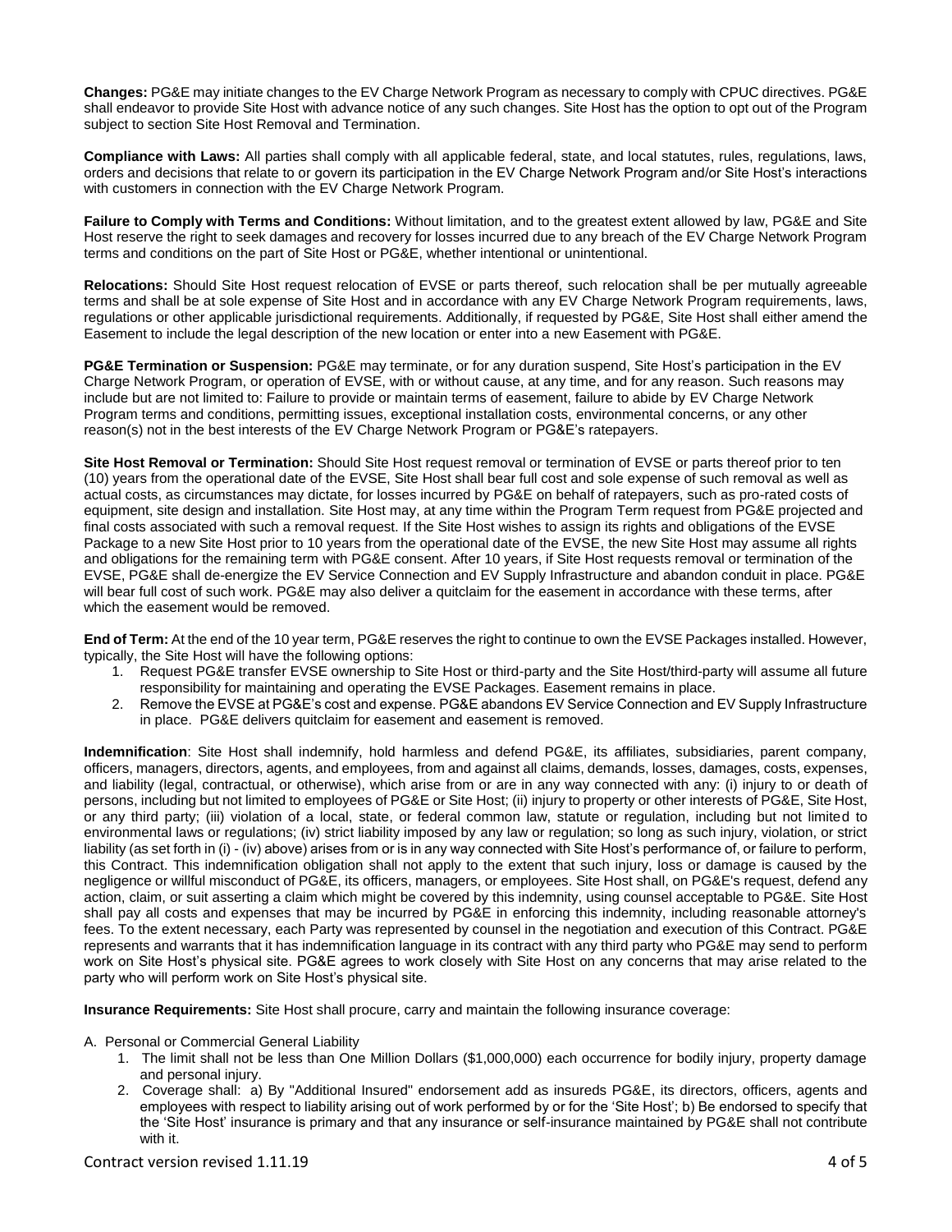**Changes:** PG&E may initiate changes to the EV Charge Network Program as necessary to comply with CPUC directives. PG&E shall endeavor to provide Site Host with advance notice of any such changes. Site Host has the option to opt out of the Program subject to section Site Host Removal and Termination.

**Compliance with Laws:** All parties shall comply with all applicable federal, state, and local statutes, rules, regulations, laws, orders and decisions that relate to or govern its participation in the EV Charge Network Program and/or Site Host's interactions with customers in connection with the EV Charge Network Program.

**Failure to Comply with Terms and Conditions:** Without limitation, and to the greatest extent allowed by law, PG&E and Site Host reserve the right to seek damages and recovery for losses incurred due to any breach of the EV Charge Network Program terms and conditions on the part of Site Host or PG&E, whether intentional or unintentional.

**Relocations:** Should Site Host request relocation of EVSE or parts thereof, such relocation shall be per mutually agreeable terms and shall be at sole expense of Site Host and in accordance with any EV Charge Network Program requirements, laws, regulations or other applicable jurisdictional requirements. Additionally, if requested by PG&E, Site Host shall either amend the Easement to include the legal description of the new location or enter into a new Easement with PG&E.

**PG&E Termination or Suspension:** PG&E may terminate, or for any duration suspend, Site Host's participation in the EV Charge Network Program, or operation of EVSE, with or without cause, at any time, and for any reason. Such reasons may include but are not limited to: Failure to provide or maintain terms of easement, failure to abide by EV Charge Network Program terms and conditions, permitting issues, exceptional installation costs, environmental concerns, or any other reason(s) not in the best interests of the EV Charge Network Program or PG&E's ratepayers.

**Site Host Removal or Termination:** Should Site Host request removal or termination of EVSE or parts thereof prior to ten (10) years from the operational date of the EVSE, Site Host shall bear full cost and sole expense of such removal as well as actual costs, as circumstances may dictate, for losses incurred by PG&E on behalf of ratepayers, such as pro-rated costs of equipment, site design and installation. Site Host may, at any time within the Program Term request from PG&E projected and final costs associated with such a removal request. If the Site Host wishes to assign its rights and obligations of the EVSE Package to a new Site Host prior to 10 years from the operational date of the EVSE, the new Site Host may assume all rights and obligations for the remaining term with PG&E consent. After 10 years, if Site Host requests removal or termination of the EVSE, PG&E shall de-energize the EV Service Connection and EV Supply Infrastructure and abandon conduit in place. PG&E will bear full cost of such work. PG&E may also deliver a quitclaim for the easement in accordance with these terms, after which the easement would be removed.

**End of Term:** At the end of the 10 year term, PG&E reserves the right to continue to own the EVSE Packages installed. However, typically, the Site Host will have the following options:

1. Request PG&E transfer EVSE ownership to Site Host or third-party and the Site Host/third-party will assume all future responsibility for maintaining and operating the EVSE Packages. Easement remains in place.
2. Remove the EVSE at PG&E's cost and expense. PG&E abandons EV Service Connection and EV Supply Infrastructure in place. PG&E delivers quitclaim for easement and easement is removed.

**Indemnification**: Site Host shall indemnify, hold harmless and defend PG&E, its affiliates, subsidiaries, parent company, officers, managers, directors, agents, and employees, from and against all claims, demands, losses, damages, costs, expenses, and liability (legal, contractual, or otherwise), which arise from or are in any way connected with any: (i) injury to or death of persons, including but not limited to employees of PG&E or Site Host; (ii) injury to property or other interests of PG&E, Site Host, or any third party; (iii) violation of a local, state, or federal common law, statute or regulation, including but not limited to environmental laws or regulations; (iv) strict liability imposed by any law or regulation; so long as such injury, violation, or strict liability (as set forth in (i) - (iv) above) arises from or is in any way connected with Site Host's performance of, or failure to perform, this Contract. This indemnification obligation shall not apply to the extent that such injury, loss or damage is caused by the negligence or willful misconduct of PG&E, its officers, managers, or employees. Site Host shall, on PG&E's request, defend any action, claim, or suit asserting a claim which might be covered by this indemnity, using counsel acceptable to PG&E. Site Host shall pay all costs and expenses that may be incurred by PG&E in enforcing this indemnity, including reasonable attorney's fees. To the extent necessary, each Party was represented by counsel in the negotiation and execution of this Contract. PG&E represents and warrants that it has indemnification language in its contract with any third party who PG&E may send to perform work on Site Host's physical site. PG&E agrees to work closely with Site Host on any concerns that may arise related to the party who will perform work on Site Host's physical site.

**Insurance Requirements:** Site Host shall procure, carry and maintain the following insurance coverage:

A. Personal or Commercial General Liability

1. The limit shall not be less than One Million Dollars ($1,000,000) each occurrence for bodily injury, property damage and personal injury.
2. Coverage shall: a) By "Additional Insured" endorsement add as insureds PG&E, its directors, officers, agents and employees with respect to liability arising out of work performed by or for the 'Site Host'; b) Be endorsed to specify that the 'Site Host' insurance is primary and that any insurance or self-insurance maintained by PG&E shall not contribute with it.

Contract version revised 1.11.19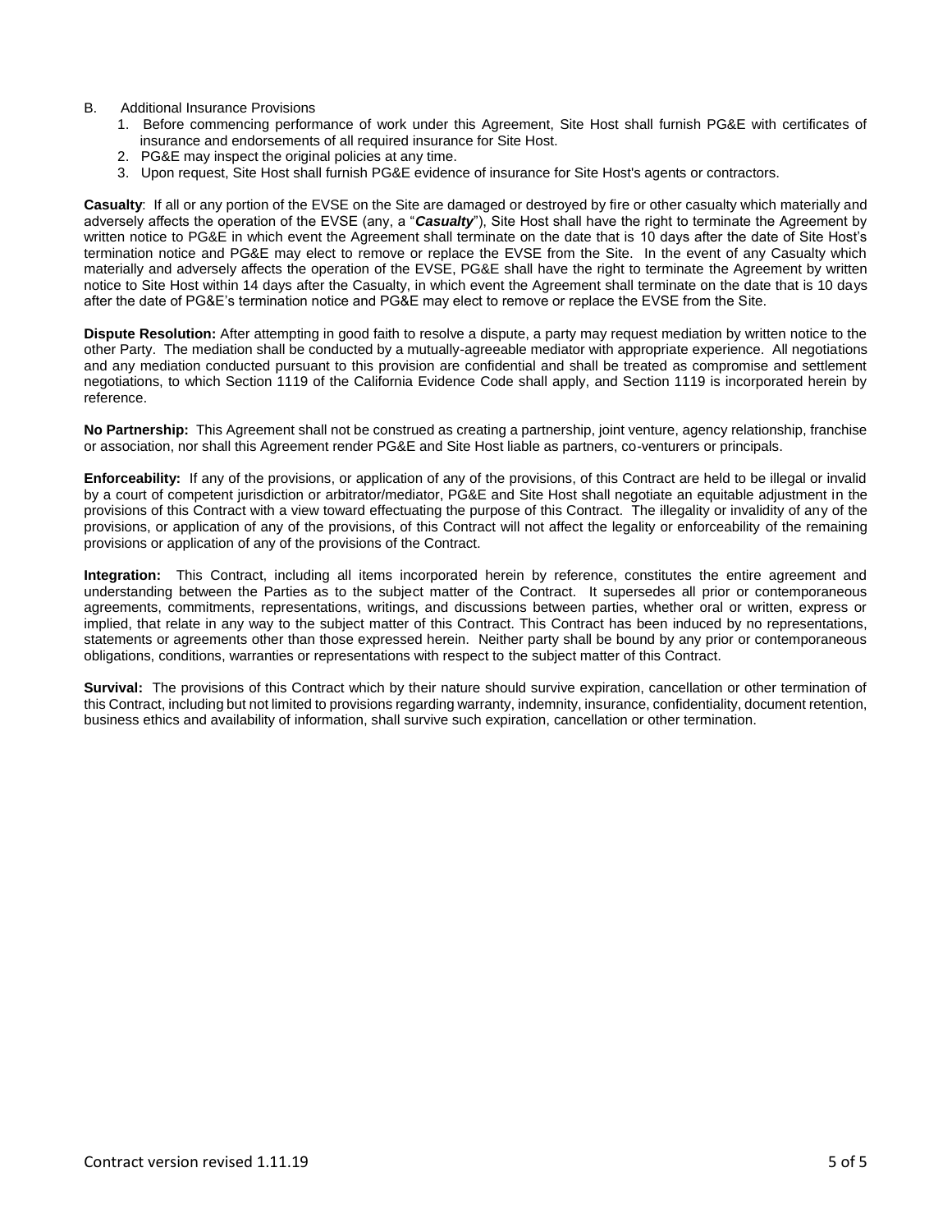B. Additional Insurance Provisions

1. Before commencing performance of work under this Agreement, Site Host shall furnish PG&E with certificates of insurance and endorsements of all required insurance for Site Host.
2. PG&E may inspect the original policies at any time.
3. Upon request, Site Host shall furnish PG&E evidence of insurance for Site Host's agents or contractors.

**Casualty**: If all or any portion of the EVSE on the Site are damaged or destroyed by fire or other casualty which materially and adversely affects the operation of the EVSE (any, a "***Casualty***"), Site Host shall have the right to terminate the Agreement by written notice to PG&E in which event the Agreement shall terminate on the date that is 10 days after the date of Site Host's termination notice and PG&E may elect to remove or replace the EVSE from the Site. In the event of any Casualty which materially and adversely affects the operation of the EVSE, PG&E shall have the right to terminate the Agreement by written notice to Site Host within 14 days after the Casualty, in which event the Agreement shall terminate on the date that is 10 days after the date of PG&E's termination notice and PG&E may elect to remove or replace the EVSE from the Site.

**Dispute Resolution:** After attempting in good faith to resolve a dispute, a party may request mediation by written notice to the other Party. The mediation shall be conducted by a mutually-agreeable mediator with appropriate experience. All negotiations and any mediation conducted pursuant to this provision are confidential and shall be treated as compromise and settlement negotiations, to which Section 1119 of the California Evidence Code shall apply, and Section 1119 is incorporated herein by reference.

**No Partnership:** This Agreement shall not be construed as creating a partnership, joint venture, agency relationship, franchise or association, nor shall this Agreement render PG&E and Site Host liable as partners, co-venturers or principals.

**Enforceability:** If any of the provisions, or application of any of the provisions, of this Contract are held to be illegal or invalid by a court of competent jurisdiction or arbitrator/mediator, PG&E and Site Host shall negotiate an equitable adjustment in the provisions of this Contract with a view toward effectuating the purpose of this Contract. The illegality or invalidity of any of the provisions, or application of any of the provisions, of this Contract will not affect the legality or enforceability of the remaining provisions or application of any of the provisions of the Contract.

**Integration:** This Contract, including all items incorporated herein by reference, constitutes the entire agreement and understanding between the Parties as to the subject matter of the Contract. It supersedes all prior or contemporaneous agreements, commitments, representations, writings, and discussions between parties, whether oral or written, express or implied, that relate in any way to the subject matter of this Contract. This Contract has been induced by no representations, statements or agreements other than those expressed herein. Neither party shall be bound by any prior or contemporaneous obligations, conditions, warranties or representations with respect to the subject matter of this Contract.

**Survival:** The provisions of this Contract which by their nature should survive expiration, cancellation or other termination of this Contract, including but not limited to provisions regarding warranty, indemnity, insurance, confidentiality, document retention, business ethics and availability of information, shall survive such expiration, cancellation or other termination.

Contract version revised 1.11.19